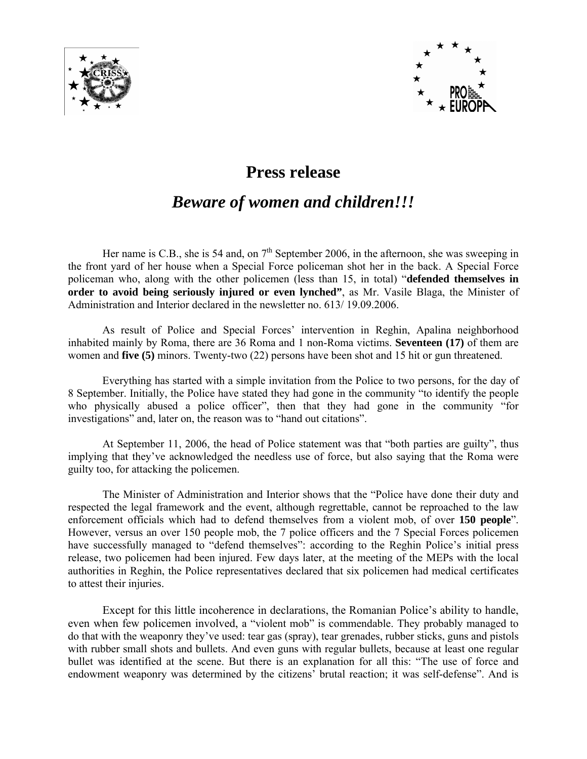# Press release

## *Beware of women and children!!!*

Her name is C.B., she is 54 and, on 7th September 2006, in the afternoon, she was sweeping in the front yard of her house when a Special Force policeman shot her in the back. A Special Force policeman who, along with the other policemen (less than 15, in total) "**defended themselves in order to avoid being seriously injured or even lynched"**, as Mr. Vasile Blaga, the Minister of Administration and Interior declared in the newsletter no. 613/ 19.09.2006.

As result of Police and Special Forces' intervention in Reghin, Apalina neighborhood inhabited mainly by Roma, there are 36 Roma and 1 non-Roma victims. **Seventeen (17)** of them are women and **five (5)** minors. Twenty-two (22) persons have been shot and 15 hit or gun threatened.

Everything has started with a simple invitation from the Police to two persons, for the day of 8 September. Initially, the Police have stated they had gone in the community "to identify the people who physically abused a police officer", then that they had gone in the community "for investigations" and, later on, the reason was to "hand out citations".

At September 11, 2006, the head of Police statement was that "both parties are guilty", thus implying that they've acknowledged the needless use of force, but also saying that the Roma were guilty too, for attacking the policemen.

The Minister of Administration and Interior shows that the "Police have done their duty and respected the legal framework and the event, although regrettable, cannot be reproached to the law enforcement officials which had to defend themselves from a violent mob, of over **150 people**". However, versus an over 150 people mob, the 7 police officers and the 7 Special Forces policemen have successfully managed to "defend themselves": according to the Reghin Police's initial press release, two policemen had been injured. Few days later, at the meeting of the MEPs with the local authorities in Reghin, the Police representatives declared that six policemen had medical certificates to attest their injuries.

Except for this little incoherence in declarations, the Romanian Police's ability to handle, even when few policemen involved, a "violent mob" is commendable. They probably managed to do that with the weaponry they've used: tear gas (spray), tear grenades, rubber sticks, guns and pistols with rubber small shots and bullets. And even guns with regular bullets, because at least one regular bullet was identified at the scene. But there is an explanation for all this: "The use of force and endowment weaponry was determined by the citizens' brutal reaction; it was self-defense". And is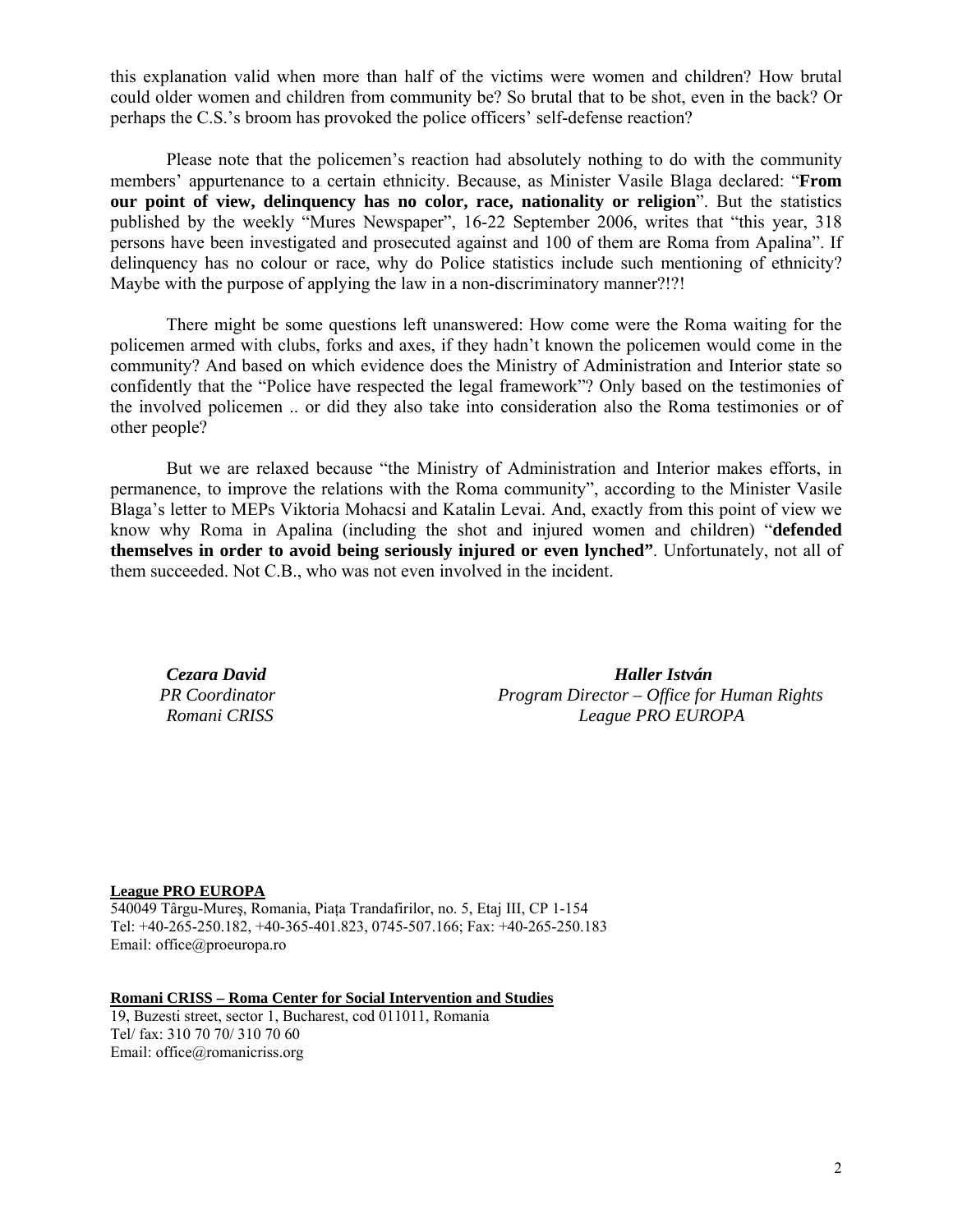this explanation valid when more than half of the victims were women and children? How brutal could older women and children from community be? So brutal that to be shot, even in the back? Or perhaps the C.S.'s broom has provoked the police officers' self-defense reaction?

Please note that the policemen's reaction had absolutely nothing to do with the community members' appurtenance to a certain ethnicity. Because, as Minister Vasile Blaga declared: "**From our point of view, delinquency has no color, race, nationality or religion**". But the statistics published by the weekly "Mures Newspaper", 16-22 September 2006, writes that "this year, 318 persons have been investigated and prosecuted against and 100 of them are Roma from Apalina". If delinquency has no colour or race, why do Police statistics include such mentioning of ethnicity? Maybe with the purpose of applying the law in a non-discriminatory manner?!?!

There might be some questions left unanswered: How come were the Roma waiting for the policemen armed with clubs, forks and axes, if they hadn't known the policemen would come in the community? And based on which evidence does the Ministry of Administration and Interior state so confidently that the "Police have respected the legal framework"? Only based on the testimonies of the involved policemen .. or did they also take into consideration also the Roma testimonies or of other people?

But we are relaxed because "the Ministry of Administration and Interior makes efforts, in permanence, to improve the relations with the Roma community", according to the Minister Vasile Blaga's letter to MEPs Viktoria Mohacsi and Katalin Levai. And, exactly from this point of view we know why Roma in Apalina (including the shot and injured women and children) "**defended themselves in order to avoid being seriously injured or even lynched"**. Unfortunately, not all of them succeeded. Not C.B., who was not even involved in the incident.

***Cezara David***
*PR Coordinator*
*Romani CRISS*

***Haller István***
*Program Director – Office for Human Rights*
*League PRO EUROPA*

**League PRO EUROPA**
540049 Târgu-Mureș, Romania, Piața Trandafirilor, no. 5, Etaj III, CP 1-154
Tel: +40-265-250.182, +40-365-401.823, 0745-507.166; Fax: +40-265-250.183
Email: office@proeuropa.ro

**Romani CRISS – Roma Center for Social Intervention and Studies**
19, Buzesti street, sector 1, Bucharest, cod 011011, Romania
Tel/ fax: 310 70 70/ 310 70 60
Email: office@romanicriss.org